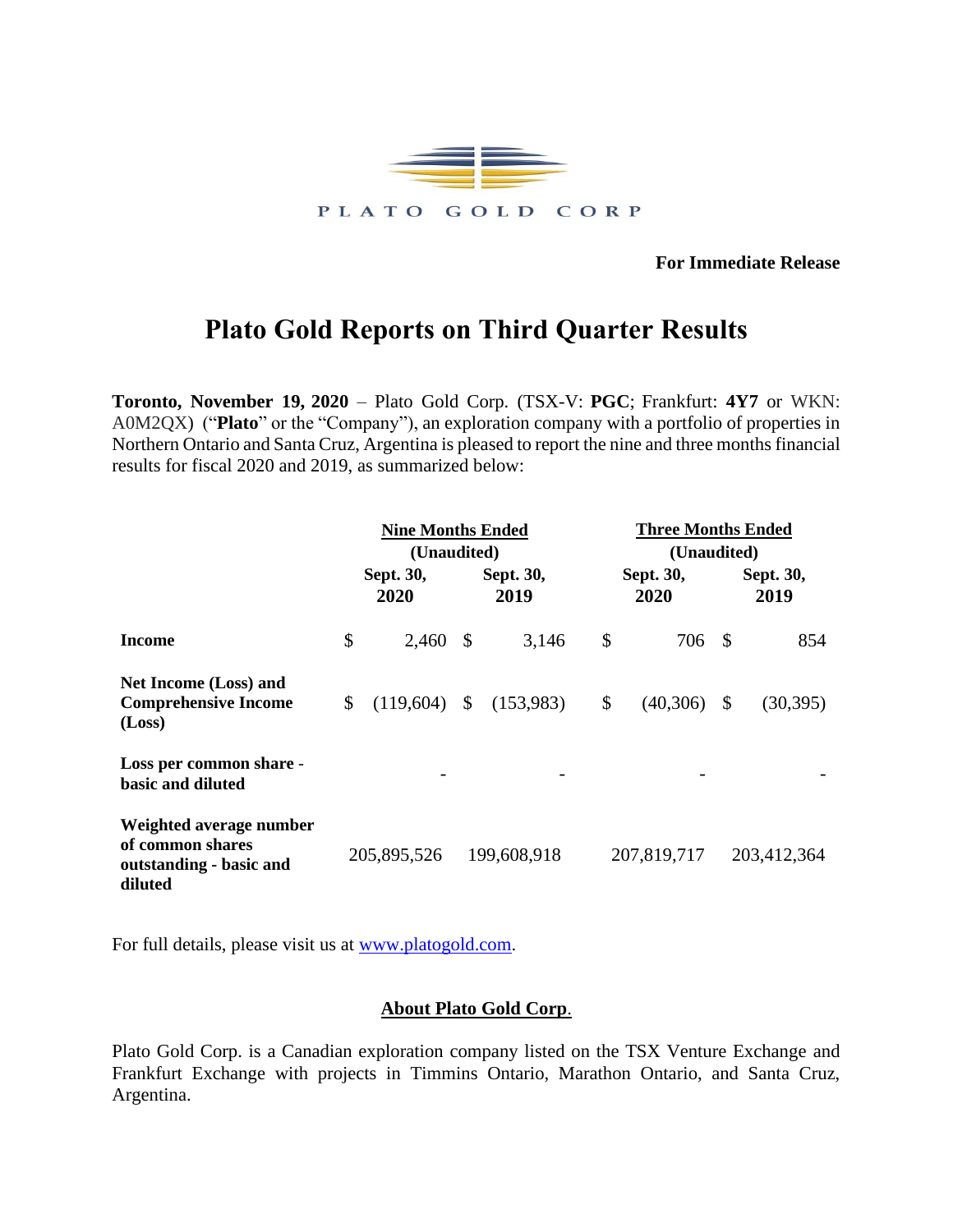PLATO GOLD CORP

**For Immediate Release**

# Plato Gold Reports on Third Quarter Results

**Toronto, November 19, 2020** – Plato Gold Corp. (TSX-V: **PGC**; Frankfurt: **4Y7** or WKN: A0M2QX) ("**Plato**" or the "Company"), an exploration company with a portfolio of properties in Northern Ontario and Santa Cruz, Argentina is pleased to report the nine and three months financial results for fiscal 2020 and 2019, as summarized below:

| | Nine Months Ended (Unaudited) | | Three Months Ended (Unaudited) | |
|---|---|---|---|---|
| | **Sept. 30, 2020** | **Sept. 30, 2019** | **Sept. 30, 2020** | **Sept. 30, 2019** |
| **Income** | $ 2,460 | $ 3,146 | $ 706 | $ 854 |
| **Net Income (Loss) and Comprehensive Income (Loss)** | $ (119,604) | $ (153,983) | $ (40,306) | $ (30,395) |
| **Loss per common share - basic and diluted** | - | - | - | - |
| **Weighted average number of common shares outstanding - basic and diluted** | 205,895,526 | 199,608,918 | 207,819,717 | 203,412,364 |

For full details, please visit us at www.platogold.com.

## About Plato Gold Corp.

Plato Gold Corp. is a Canadian exploration company listed on the TSX Venture Exchange and Frankfurt Exchange with projects in Timmins Ontario, Marathon Ontario, and Santa Cruz, Argentina.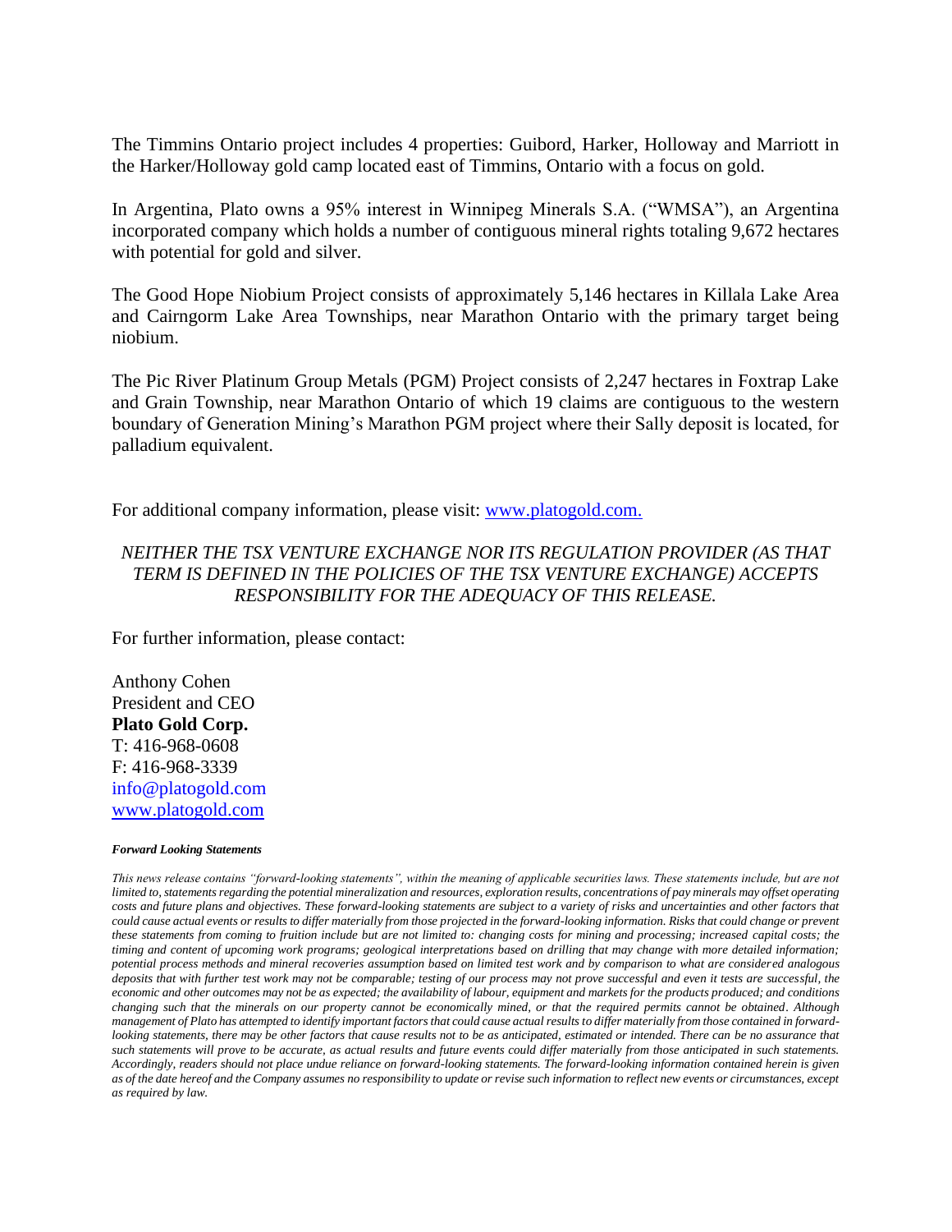The Timmins Ontario project includes 4 properties: Guibord, Harker, Holloway and Marriott in the Harker/Holloway gold camp located east of Timmins, Ontario with a focus on gold.

In Argentina, Plato owns a 95% interest in Winnipeg Minerals S.A. ("WMSA"), an Argentina incorporated company which holds a number of contiguous mineral rights totaling 9,672 hectares with potential for gold and silver.

The Good Hope Niobium Project consists of approximately 5,146 hectares in Killala Lake Area and Cairngorm Lake Area Townships, near Marathon Ontario with the primary target being niobium.

The Pic River Platinum Group Metals (PGM) Project consists of 2,247 hectares in Foxtrap Lake and Grain Township, near Marathon Ontario of which 19 claims are contiguous to the western boundary of Generation Mining's Marathon PGM project where their Sally deposit is located, for palladium equivalent.

For additional company information, please visit: [www.platogold.com.](http://www.platogold.com)

*NEITHER THE TSX VENTURE EXCHANGE NOR ITS REGULATION PROVIDER (AS THAT TERM IS DEFINED IN THE POLICIES OF THE TSX VENTURE EXCHANGE) ACCEPTS RESPONSIBILITY FOR THE ADEQUACY OF THIS RELEASE.*

For further information, please contact:

Anthony Cohen
President and CEO
**Plato Gold Corp.**
T: 416-968-0608
F: 416-968-3339
info@platogold.com
[www.platogold.com](http://www.platogold.com)

***Forward Looking Statements***

*This news release contains "forward-looking statements", within the meaning of applicable securities laws. These statements include, but are not limited to, statements regarding the potential mineralization and resources, exploration results, concentrations of pay minerals may offset operating costs and future plans and objectives. These forward-looking statements are subject to a variety of risks and uncertainties and other factors that could cause actual events or results to differ materially from those projected in the forward-looking information. Risks that could change or prevent these statements from coming to fruition include but are not limited to: changing costs for mining and processing; increased capital costs; the timing and content of upcoming work programs; geological interpretations based on drilling that may change with more detailed information; potential process methods and mineral recoveries assumption based on limited test work and by comparison to what are considered analogous deposits that with further test work may not be comparable; testing of our process may not prove successful and even it tests are successful, the economic and other outcomes may not be as expected; the availability of labour, equipment and markets for the products produced; and conditions changing such that the minerals on our property cannot be economically mined, or that the required permits cannot be obtained. Although management of Plato has attempted to identify important factors that could cause actual results to differ materially from those contained in forward-looking statements, there may be other factors that cause results not to be as anticipated, estimated or intended. There can be no assurance that such statements will prove to be accurate, as actual results and future events could differ materially from those anticipated in such statements. Accordingly, readers should not place undue reliance on forward-looking statements. The forward-looking information contained herein is given as of the date hereof and the Company assumes no responsibility to update or revise such information to reflect new events or circumstances, except as required by law.*